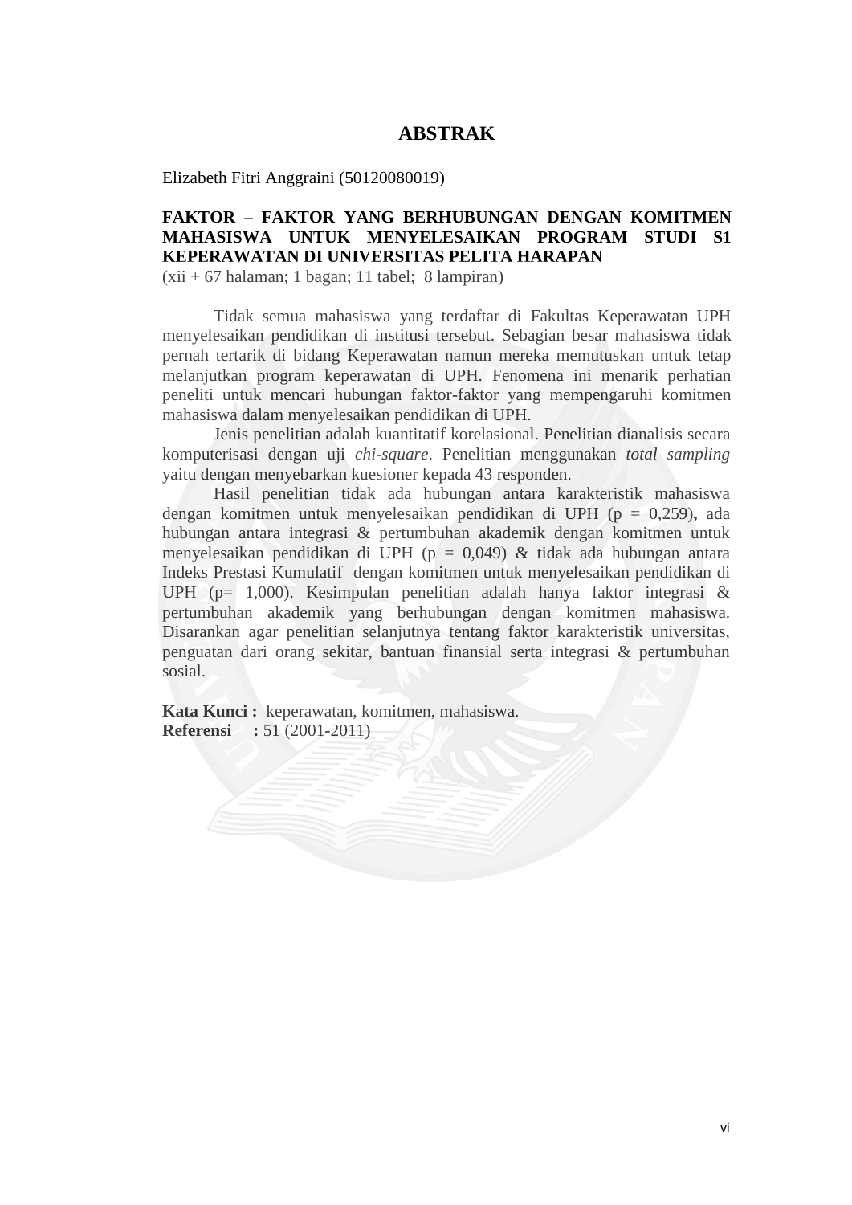# ABSTRAK

Elizabeth Fitri Anggraini (50120080019)

**FAKTOR – FAKTOR YANG BERHUBUNGAN DENGAN KOMITMEN MAHASISWA UNTUK MENYELESAIKAN PROGRAM STUDI S1 KEPERAWATAN DI UNIVERSITAS PELITA HARAPAN**
(xii + 67 halaman; 1 bagan; 11 tabel; 8 lampiran)

Tidak semua mahasiswa yang terdaftar di Fakultas Keperawatan UPH menyelesaikan pendidikan di institusi tersebut. Sebagian besar mahasiswa tidak pernah tertarik di bidang Keperawatan namun mereka memutuskan untuk tetap melanjutkan program keperawatan di UPH. Fenomena ini menarik perhatian peneliti untuk mencari hubungan faktor-faktor yang mempengaruhi komitmen mahasiswa dalam menyelesaikan pendidikan di UPH.

Jenis penelitian adalah kuantitatif korelasional. Penelitian dianalisis secara komputerisasi dengan uji *chi-square*. Penelitian menggunakan *total sampling* yaitu dengan menyebarkan kuesioner kepada 43 responden.

Hasil penelitian tidak ada hubungan antara karakteristik mahasiswa dengan komitmen untuk menyelesaikan pendidikan di UPH (p = 0,259), ada hubungan antara integrasi & pertumbuhan akademik dengan komitmen untuk menyelesaikan pendidikan di UPH (p = 0,049) & tidak ada hubungan antara Indeks Prestasi Kumulatif dengan komitmen untuk menyelesaikan pendidikan di UPH (p= 1,000). Kesimpulan penelitian adalah hanya faktor integrasi & pertumbuhan akademik yang berhubungan dengan komitmen mahasiswa. Disarankan agar penelitian selanjutnya tentang faktor karakteristik universitas, penguatan dari orang sekitar, bantuan finansial serta integrasi & pertumbuhan sosial.

**Kata Kunci :** keperawatan, komitmen, mahasiswa.
**Referensi :** 51 (2001-2011)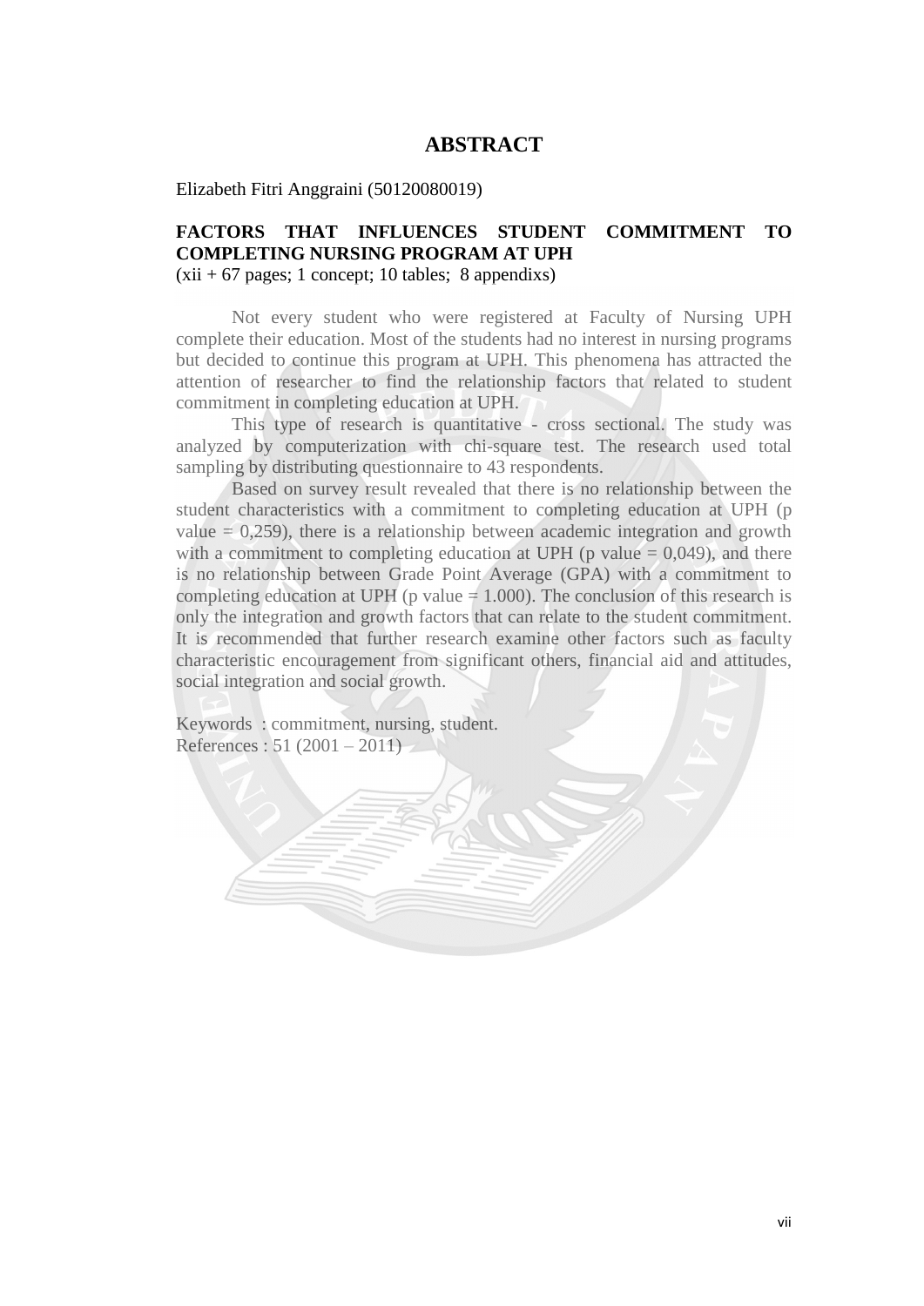# ABSTRACT

Elizabeth Fitri Anggraini (50120080019)

**FACTORS THAT INFLUENCES STUDENT COMMITMENT TO COMPLETING NURSING PROGRAM AT UPH**
(xii + 67 pages; 1 concept; 10 tables; 8 appendixs)

Not every student who were registered at Faculty of Nursing UPH complete their education. Most of the students had no interest in nursing programs but decided to continue this program at UPH. This phenomena has attracted the attention of researcher to find the relationship factors that related to student commitment in completing education at UPH.

This type of research is quantitative - cross sectional. The study was analyzed by computerization with chi-square test. The research used total sampling by distributing questionnaire to 43 respondents.

Based on survey result revealed that there is no relationship between the student characteristics with a commitment to completing education at UPH (p value = 0,259), there is a relationship between academic integration and growth with a commitment to completing education at UPH (p value = 0,049), and there is no relationship between Grade Point Average (GPA) with a commitment to completing education at UPH (p value = 1.000). The conclusion of this research is only the integration and growth factors that can relate to the student commitment. It is recommended that further research examine other factors such as faculty characteristic encouragement from significant others, financial aid and attitudes, social integration and social growth.

Keywords : commitment, nursing, student.
References : 51 (2001 – 2011)